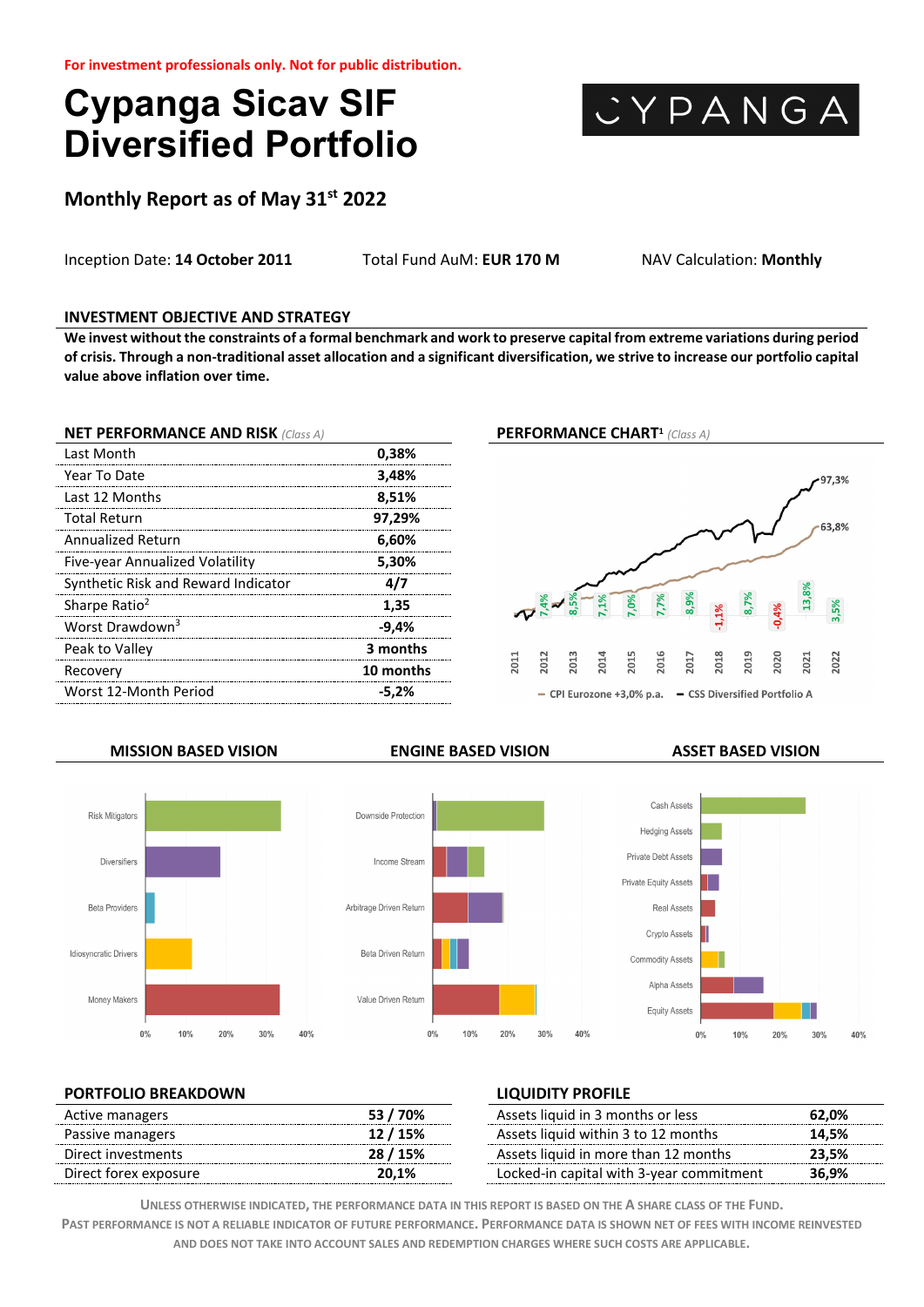For investment professionals only. Not for public distribution.

# Cypanga Sicav SIF Diversified Portfolio

CYPANGA

## Monthly Report as of May 31st 2022

Inception Date: **14 October 2011** Total Fund AuM: **EUR 170 M** NAV Calculation: **Monthly**

### INVESTMENT OBJECTIVE AND STRATEGY

**We invest without the constraints of a formal benchmark and work to preserve capital from extreme variations during period of crisis. Through a non-traditional asset allocation and a significant diversification, we strive to increase our portfolio capital value above inflation over time.**

### NET PERFORMANCE AND RISK *(Class A)*

| | |
|---|---|
| Last Month | **0,38%** |
| Year To Date | **3,48%** |
| Last 12 Months | **8,51%** |
| Total Return | **97,29%** |
| Annualized Return | **6,60%** |
| Five-year Annualized Volatility | **5,30%** |
| Synthetic Risk and Reward Indicator | **4/7** |
| Sharpe Ratio[2] | **1,35** |
| Worst Drawdown[3] | **-9,4%** |
| Peak to Valley | **3 months** |
| Recovery | **10 months** |
| Worst 12-Month Period | **-5,2%** |

### PERFORMANCE CHART[1] *(Class A)*

| 2011 | 2012 | 2013 | 2014 | 2015 | 2016 | 2017 | 2018 | 2019 | 2020 | 2021 | 2022 |
|---|---|---|---|---|---|---|---|---|---|---|---|
| | 7,4% | 8,5% | 7,1% | 7,0% | 7,7% | 8,9% | -1,1% | 8,7% | -0,4% | 13,8% | 3,5% |

CSS Diversified Portfolio A: 97,3% — CPI Eurozone +3,0% p.a.: 63,8%

### MISSION BASED VISION / ENGINE BASED VISION / ASSET BASED VISION

Mission based vision: Risk Mitigators, Diversifiers, Beta Providers, Idiosyncratic Drivers, Money Makers

Engine based vision: Downside Protection, Income Stream, Arbitrage Driven Return, Beta Driven Return, Value Driven Return

Asset based vision: Cash Assets, Hedging Assets, Private Debt Assets, Private Equity Assets, Real Assets, Crypto Assets, Commodity Assets, Alpha Assets, Equity Assets

### PORTFOLIO BREAKDOWN

| | |
|---|---|
| Active managers | **53 / 70%** |
| Passive managers | **12 / 15%** |
| Direct investments | **28 / 15%** |
| Direct forex exposure | **20,1%** |

### LIQUIDITY PROFILE

| | |
|---|---|
| Assets liquid in 3 months or less | **62,0%** |
| Assets liquid within 3 to 12 months | **14,5%** |
| Assets liquid in more than 12 months | **23,5%** |
| Locked-in capital with 3-year commitment | **36,9%** |

UNLESS OTHERWISE INDICATED, THE PERFORMANCE DATA IN THIS REPORT IS BASED ON THE A SHARE CLASS OF THE FUND.
PAST PERFORMANCE IS NOT A RELIABLE INDICATOR OF FUTURE PERFORMANCE. PERFORMANCE DATA IS SHOWN NET OF FEES WITH INCOME REINVESTED AND DOES NOT TAKE INTO ACCOUNT SALES AND REDEMPTION CHARGES WHERE SUCH COSTS ARE APPLICABLE.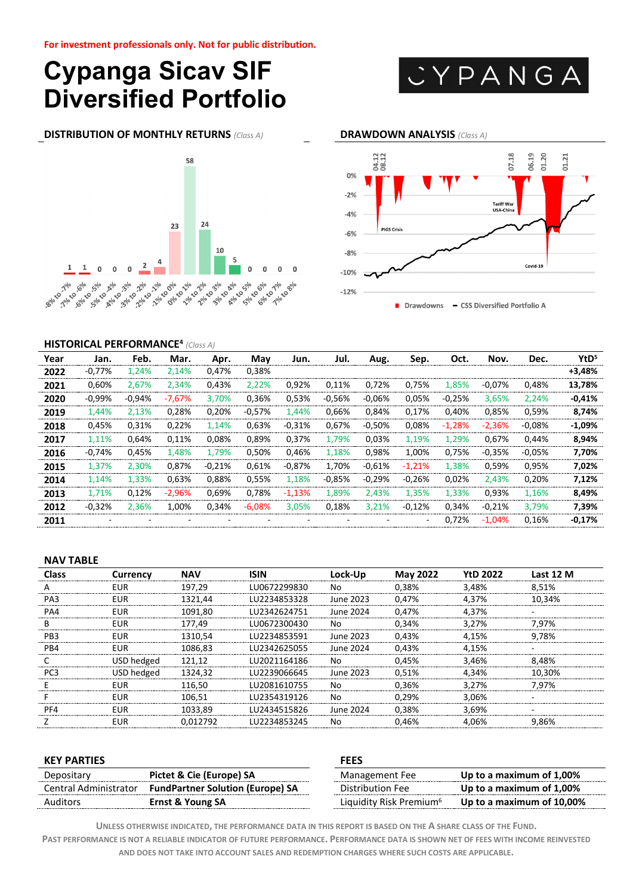For investment professionals only. Not for public distribution.

# Cypanga Sicav SIF Diversified Portfolio

CYPANGA

## DISTRIBUTION OF MONTHLY RETURNS *(Class A)*

| Range | Count |
|---|---|
| -8% to -7% | 1 |
| -7% to -6% | 1 |
| -6% to -5% | 0 |
| -5% to -4% | 0 |
| -4% to -3% | 0 |
| -3% to -2% | 2 |
| -2% to -1% | 4 |
| -1% to 0% | 23 |
| 0% to 1% | 58 |
| 1% to 2% | 24 |
| 2% to 3% | 10 |
| 3% to 4% | 5 |
| 4% to 5% | 0 |
| 5% to 6% | 0 |
| 6% to 7% | 0 |
| 7% to 8% | 0 |

## DRAWDOWN ANALYSIS *(Class A)*

04.12, 08.12, 07.18, 06.19, 01.20, 01.21

PIGS Crisis — Tariff War USA-China — Covid-19

Drawdowns — CSS Diversified Portfolio A

## HISTORICAL PERFORMANCE[4] *(Class A)*

| Year | Jan. | Feb. | Mar. | Apr. | May | Jun. | Jul. | Aug. | Sep. | Oct. | Nov. | Dec. | YtD[5] |
|---|---|---|---|---|---|---|---|---|---|---|---|---|---|
| **2022** | -0,77% | 1,24% | 2,14% | 0,47% | 0,38% | | | | | | | | **+3,48%** |
| **2021** | 0,60% | 2,67% | 2,34% | 0,43% | 2,22% | 0,92% | 0,11% | 0,72% | 0,75% | 1,85% | -0,07% | 0,48% | **13,78%** |
| **2020** | -0,99% | -0,94% | -7,67% | 3,70% | 0,36% | 0,53% | -0,56% | -0,06% | 0,05% | -0,25% | 3,65% | 2,24% | **-0,41%** |
| **2019** | 1,44% | 2,13% | 0,28% | 0,20% | -0,57% | 1,44% | 0,66% | 0,84% | 0,17% | 0,40% | 0,85% | 0,59% | **8,74%** |
| **2018** | 0,45% | 0,31% | 0,22% | 1,14% | 0,63% | -0,31% | 0,67% | -0,50% | 0,08% | -1,28% | -2,36% | -0,08% | **-1,09%** |
| **2017** | 1,11% | 0,64% | 0,11% | 0,08% | 0,89% | 0,37% | 1,79% | 0,03% | 1,19% | 1,29% | 0,67% | 0,44% | **8,94%** |
| **2016** | -0,74% | 0,45% | 1,48% | 1,79% | 0,50% | 0,46% | 1,18% | 0,98% | 1,00% | 0,75% | -0,35% | -0,05% | **7,70%** |
| **2015** | 1,37% | 2,30% | 0,87% | -0,21% | 0,61% | -0,87% | 1,70% | -0,61% | -1,21% | 1,38% | 0,59% | 0,95% | **7,02%** |
| **2014** | 1,14% | 1,33% | 0,63% | 0,88% | 0,55% | 1,18% | -0,85% | -0,29% | -0,26% | 0,02% | 2,43% | 0,20% | **7,12%** |
| **2013** | 1,71% | 0,12% | -2,96% | 0,69% | 0,78% | -1,13% | 1,89% | 2,43% | 1,35% | 1,33% | 0,93% | 1,16% | **8,49%** |
| **2012** | -0,32% | 2,36% | 1,00% | 0,34% | -6,08% | 3,05% | 0,18% | 3,21% | -0,12% | 0,34% | -0,21% | 3,79% | **7,39%** |
| **2011** | - | - | - | - | - | - | - | - | - | 0,72% | -1,04% | 0,16% | **-0,17%** |

## NAV TABLE

| Class | Currency | NAV | ISIN | Lock-Up | May 2022 | YtD 2022 | Last 12 M |
|---|---|---|---|---|---|---|---|
| A | EUR | 197,29 | LU0672299830 | No | 0,38% | 3,48% | 8,51% |
| PA3 | EUR | 1321,44 | LU2234853328 | June 2023 | 0,47% | 4,37% | 10,34% |
| PA4 | EUR | 1091,80 | LU2342624751 | June 2024 | 0,47% | 4,37% | - |
| B | EUR | 177,49 | LU0672300430 | No | 0,34% | 3,27% | 7,97% |
| PB3 | EUR | 1310,54 | LU2234853591 | June 2023 | 0,43% | 4,15% | 9,78% |
| PB4 | EUR | 1086,83 | LU2342625055 | June 2024 | 0,43% | 4,15% | - |
| C | USD hedged | 121,12 | LU2021164186 | No | 0,45% | 3,46% | 8,48% |
| PC3 | USD hedged | 1324,32 | LU2239066645 | June 2023 | 0,51% | 4,34% | 10,30% |
| E | EUR | 116,50 | LU2081610755 | No | 0,36% | 3,27% | 7,97% |
| F | EUR | 106,51 | LU2354319126 | No | 0,29% | 3,06% | - |
| PF4 | EUR | 1033,89 | LU2434515826 | June 2024 | 0,38% | 3,69% | - |
| Z | EUR | 0,012792 | LU2234853245 | No | 0,46% | 4,06% | 9,86% |

## KEY PARTIES

| | |
|---|---|
| Depositary | **Pictet & Cie (Europe) SA** |
| Central Administrator | **FundPartner Solution (Europe) SA** |
| Auditors | **Ernst & Young SA** |

## FEES

| | |
|---|---|
| Management Fee | **Up to a maximum of 1,00%** |
| Distribution Fee | **Up to a maximum of 1,00%** |
| Liquidity Risk Premium[6] | **Up to a maximum of 10,00%** |

UNLESS OTHERWISE INDICATED, THE PERFORMANCE DATA IN THIS REPORT IS BASED ON THE A SHARE CLASS OF THE FUND.
PAST PERFORMANCE IS NOT A RELIABLE INDICATOR OF FUTURE PERFORMANCE. PERFORMANCE DATA IS SHOWN NET OF FEES WITH INCOME REINVESTED AND DOES NOT TAKE INTO ACCOUNT SALES AND REDEMPTION CHARGES WHERE SUCH COSTS ARE APPLICABLE.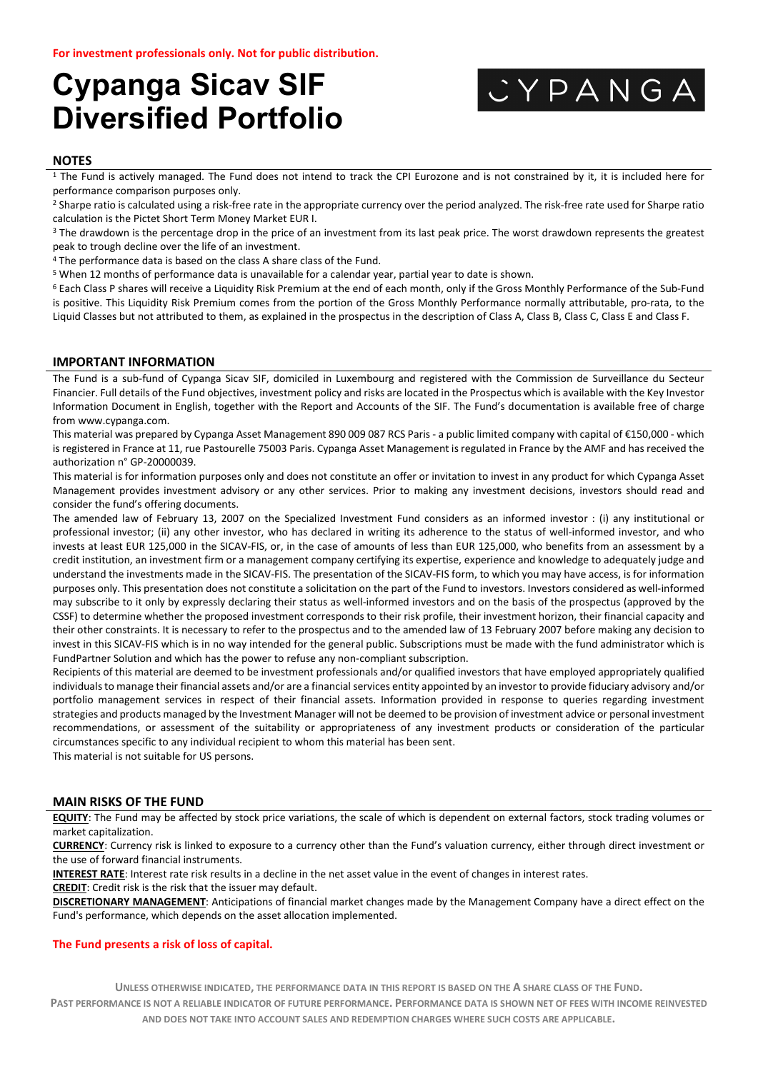**For investment professionals only. Not for public distribution.**

# Cypanga Sicav SIF Diversified Portfolio

CYPANGA

## NOTES

[1] The Fund is actively managed. The Fund does not intend to track the CPI Eurozone and is not constrained by it, it is included here for performance comparison purposes only.

[2] Sharpe ratio is calculated using a risk-free rate in the appropriate currency over the period analyzed. The risk-free rate used for Sharpe ratio calculation is the Pictet Short Term Money Market EUR I.

[3] The drawdown is the percentage drop in the price of an investment from its last peak price. The worst drawdown represents the greatest peak to trough decline over the life of an investment.

[4] The performance data is based on the class A share class of the Fund.

[5] When 12 months of performance data is unavailable for a calendar year, partial year to date is shown.

[6] Each Class P shares will receive a Liquidity Risk Premium at the end of each month, only if the Gross Monthly Performance of the Sub-Fund is positive. This Liquidity Risk Premium comes from the portion of the Gross Monthly Performance normally attributable, pro-rata, to the Liquid Classes but not attributed to them, as explained in the prospectus in the description of Class A, Class B, Class C, Class E and Class F.

## IMPORTANT INFORMATION

The Fund is a sub-fund of Cypanga Sicav SIF, domiciled in Luxembourg and registered with the Commission de Surveillance du Secteur Financier. Full details of the Fund objectives, investment policy and risks are located in the Prospectus which is available with the Key Investor Information Document in English, together with the Report and Accounts of the SIF. The Fund's documentation is available free of charge from www.cypanga.com.

This material was prepared by Cypanga Asset Management 890 009 087 RCS Paris - a public limited company with capital of €150,000 - which is registered in France at 11, rue Pastourelle 75003 Paris. Cypanga Asset Management is regulated in France by the AMF and has received the authorization n° GP-20000039.

This material is for information purposes only and does not constitute an offer or invitation to invest in any product for which Cypanga Asset Management provides investment advisory or any other services. Prior to making any investment decisions, investors should read and consider the fund's offering documents.

The amended law of February 13, 2007 on the Specialized Investment Fund considers as an informed investor : (i) any institutional or professional investor; (ii) any other investor, who has declared in writing its adherence to the status of well-informed investor, and who invests at least EUR 125,000 in the SICAV-FIS, or, in the case of amounts of less than EUR 125,000, who benefits from an assessment by a credit institution, an investment firm or a management company certifying its expertise, experience and knowledge to adequately judge and understand the investments made in the SICAV-FIS. The presentation of the SICAV-FIS form, to which you may have access, is for information purposes only. This presentation does not constitute a solicitation on the part of the Fund to investors. Investors considered as well-informed may subscribe to it only by expressly declaring their status as well-informed investors and on the basis of the prospectus (approved by the CSSF) to determine whether the proposed investment corresponds to their risk profile, their investment horizon, their financial capacity and their other constraints. It is necessary to refer to the prospectus and to the amended law of 13 February 2007 before making any decision to invest in this SICAV-FIS which is in no way intended for the general public. Subscriptions must be made with the fund administrator which is FundPartner Solution and which has the power to refuse any non-compliant subscription.

Recipients of this material are deemed to be investment professionals and/or qualified investors that have employed appropriately qualified individuals to manage their financial assets and/or are a financial services entity appointed by an investor to provide fiduciary advisory and/or portfolio management services in respect of their financial assets. Information provided in response to queries regarding investment strategies and products managed by the Investment Manager will not be deemed to be provision of investment advice or personal investment recommendations, or assessment of the suitability or appropriateness of any investment products or consideration of the particular circumstances specific to any individual recipient to whom this material has been sent.

This material is not suitable for US persons.

## MAIN RISKS OF THE FUND

**EQUITY**: The Fund may be affected by stock price variations, the scale of which is dependent on external factors, stock trading volumes or market capitalization.

**CURRENCY**: Currency risk is linked to exposure to a currency other than the Fund's valuation currency, either through direct investment or the use of forward financial instruments.

**INTEREST RATE**: Interest rate risk results in a decline in the net asset value in the event of changes in interest rates.

**CREDIT**: Credit risk is the risk that the issuer may default.

**DISCRETIONARY MANAGEMENT**: Anticipations of financial market changes made by the Management Company have a direct effect on the Fund's performance, which depends on the asset allocation implemented.

**The Fund presents a risk of loss of capital.**

UNLESS OTHERWISE INDICATED, THE PERFORMANCE DATA IN THIS REPORT IS BASED ON THE A SHARE CLASS OF THE FUND.

PAST PERFORMANCE IS NOT A RELIABLE INDICATOR OF FUTURE PERFORMANCE. PERFORMANCE DATA IS SHOWN NET OF FEES WITH INCOME REINVESTED AND DOES NOT TAKE INTO ACCOUNT SALES AND REDEMPTION CHARGES WHERE SUCH COSTS ARE APPLICABLE.